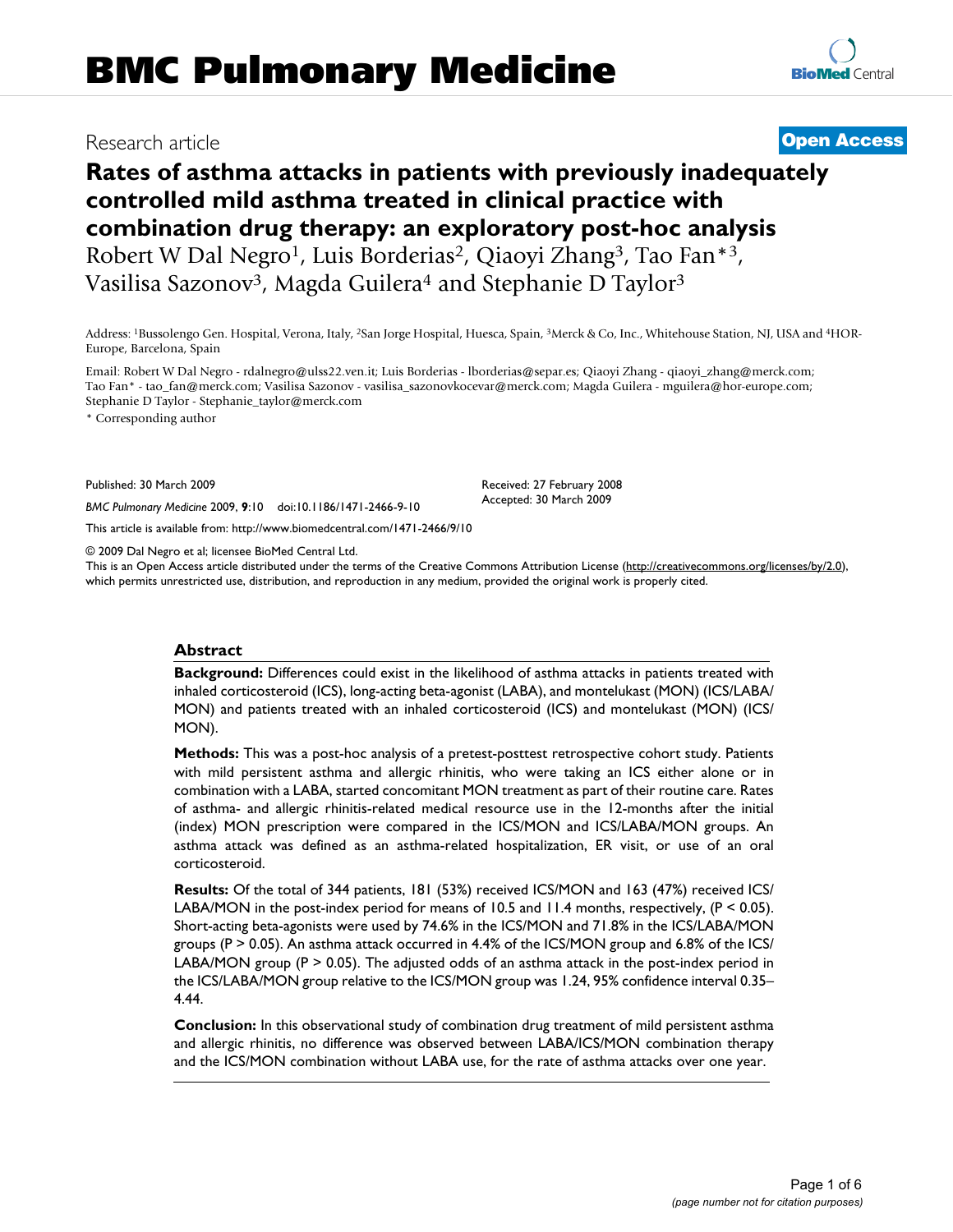# BMC Pulmonary Medicine

Research article

**Open Access**

## Rates of asthma attacks in patients with previously inadequately controlled mild asthma treated in clinical practice with combination drug therapy: an exploratory post-hoc analysis

Robert W Dal Negro[1], Luis Borderias[2], Qiaoyi Zhang[3], Tao Fan*[3], Vasilisa Sazonov[3], Magda Guilera[4] and Stephanie D Taylor[3]

Address: [1]Bussolengo Gen. Hospital, Verona, Italy, [2]San Jorge Hospital, Huesca, Spain, [3]Merck & Co, Inc., Whitehouse Station, NJ, USA and [4]HOR-Europe, Barcelona, Spain

Email: Robert W Dal Negro - rdalnegro@ulss22.ven.it; Luis Borderias - lborderias@separ.es; Qiaoyi Zhang - qiaoyi_zhang@merck.com; Tao Fan* - tao_fan@merck.com; Vasilisa Sazonov - vasilisa_sazonovkocevar@merck.com; Magda Guilera - mguilera@hor-europe.com; Stephanie D Taylor - Stephanie_taylor@merck.com

* Corresponding author

Published: 30 March 2009

*BMC Pulmonary Medicine* 2009, **9**:10 doi:10.1186/1471-2466-9-10

Received: 27 February 2008
Accepted: 30 March 2009

This article is available from: http://www.biomedcentral.com/1471-2466/9/10

© 2009 Dal Negro et al; licensee BioMed Central Ltd.
This is an Open Access article distributed under the terms of the Creative Commons Attribution License (http://creativecommons.org/licenses/by/2.0), which permits unrestricted use, distribution, and reproduction in any medium, provided the original work is properly cited.

### Abstract

**Background:** Differences could exist in the likelihood of asthma attacks in patients treated with inhaled corticosteroid (ICS), long-acting beta-agonist (LABA), and montelukast (MON) (ICS/LABA/MON) and patients treated with an inhaled corticosteroid (ICS) and montelukast (MON) (ICS/MON).

**Methods:** This was a post-hoc analysis of a pretest-posttest retrospective cohort study. Patients with mild persistent asthma and allergic rhinitis, who were taking an ICS either alone or in combination with a LABA, started concomitant MON treatment as part of their routine care. Rates of asthma- and allergic rhinitis-related medical resource use in the 12-months after the initial (index) MON prescription were compared in the ICS/MON and ICS/LABA/MON groups. An asthma attack was defined as an asthma-related hospitalization, ER visit, or use of an oral corticosteroid.

**Results:** Of the total of 344 patients, 181 (53%) received ICS/MON and 163 (47%) received ICS/LABA/MON in the post-index period for means of 10.5 and 11.4 months, respectively, ($P < 0.05$). Short-acting beta-agonists were used by 74.6% in the ICS/MON and 71.8% in the ICS/LABA/MON groups ($P > 0.05$). An asthma attack occurred in 4.4% of the ICS/MON group and 6.8% of the ICS/LABA/MON group ($P > 0.05$). The adjusted odds of an asthma attack in the post-index period in the ICS/LABA/MON group relative to the ICS/MON group was 1.24, 95% confidence interval 0.35–4.44.

**Conclusion:** In this observational study of combination drug treatment of mild persistent asthma and allergic rhinitis, no difference was observed between LABA/ICS/MON combination therapy and the ICS/MON combination without LABA use, for the rate of asthma attacks over one year.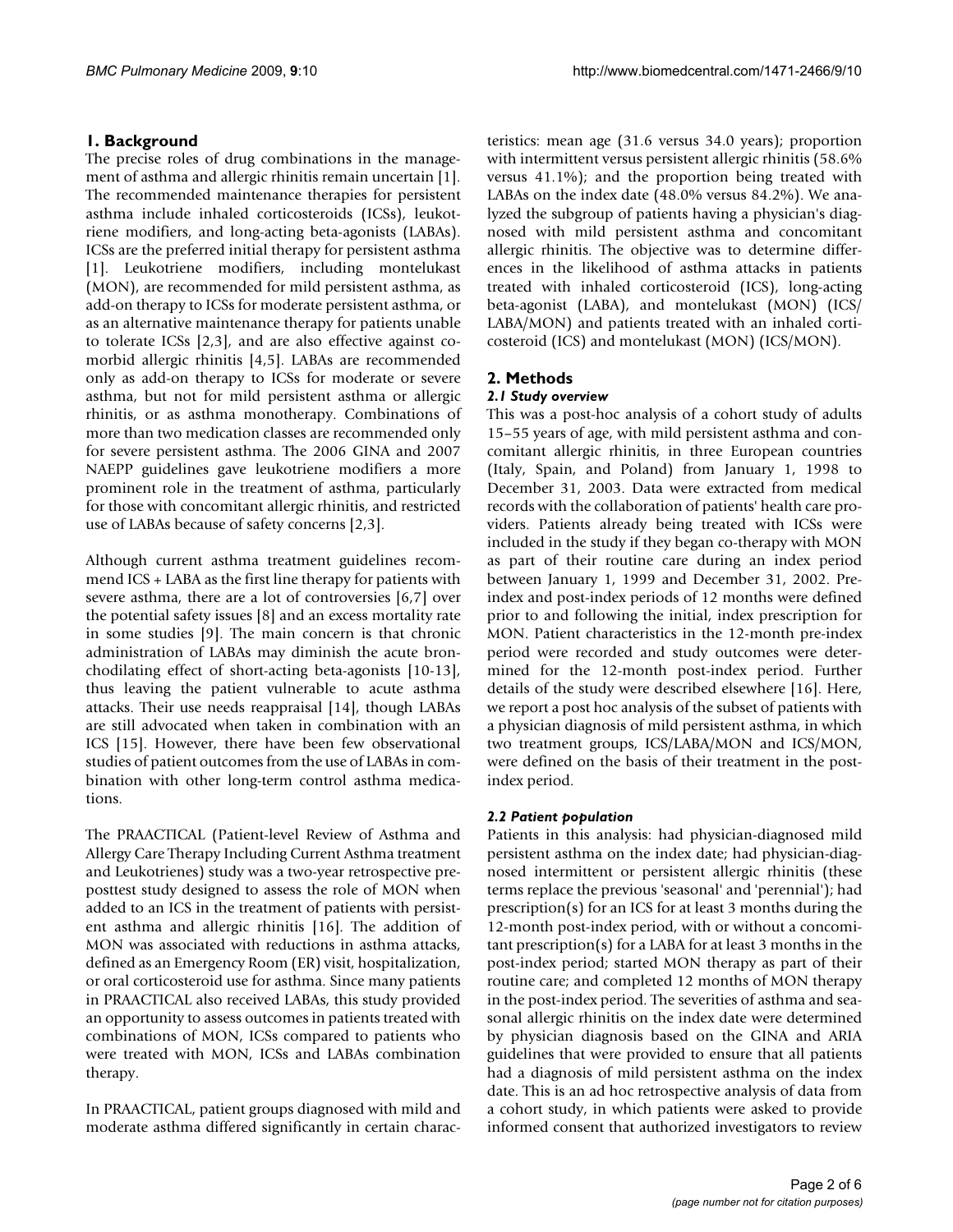## 1. Background

The precise roles of drug combinations in the management of asthma and allergic rhinitis remain uncertain [1]. The recommended maintenance therapies for persistent asthma include inhaled corticosteroids (ICSs), leukotriene modifiers, and long-acting beta-agonists (LABAs). ICSs are the preferred initial therapy for persistent asthma [1]. Leukotriene modifiers, including montelukast (MON), are recommended for mild persistent asthma, as add-on therapy to ICSs for moderate persistent asthma, or as an alternative maintenance therapy for patients unable to tolerate ICSs [2,3], and are also effective against comorbid allergic rhinitis [4,5]. LABAs are recommended only as add-on therapy to ICSs for moderate or severe asthma, but not for mild persistent asthma or allergic rhinitis, or as asthma monotherapy. Combinations of more than two medication classes are recommended only for severe persistent asthma. The 2006 GINA and 2007 NAEPP guidelines gave leukotriene modifiers a more prominent role in the treatment of asthma, particularly for those with concomitant allergic rhinitis, and restricted use of LABAs because of safety concerns [2,3].

Although current asthma treatment guidelines recommend ICS + LABA as the first line therapy for patients with severe asthma, there are a lot of controversies [6,7] over the potential safety issues [8] and an excess mortality rate in some studies [9]. The main concern is that chronic administration of LABAs may diminish the acute bronchodilating effect of short-acting beta-agonists [10-13], thus leaving the patient vulnerable to acute asthma attacks. Their use needs reappraisal [14], though LABAs are still advocated when taken in combination with an ICS [15]. However, there have been few observational studies of patient outcomes from the use of LABAs in combination with other long-term control asthma medications.

The PRAACTICAL (Patient-level Review of Asthma and Allergy Care Therapy Including Current Asthma treatment and Leukotrienes) study was a two-year retrospective preposttest study designed to assess the role of MON when added to an ICS in the treatment of patients with persistent asthma and allergic rhinitis [16]. The addition of MON was associated with reductions in asthma attacks, defined as an Emergency Room (ER) visit, hospitalization, or oral corticosteroid use for asthma. Since many patients in PRAACTICAL also received LABAs, this study provided an opportunity to assess outcomes in patients treated with combinations of MON, ICSs compared to patients who were treated with MON, ICSs and LABAs combination therapy.

In PRAACTICAL, patient groups diagnosed with mild and moderate asthma differed significantly in certain characteristics: mean age (31.6 versus 34.0 years); proportion with intermittent versus persistent allergic rhinitis (58.6% versus 41.1%); and the proportion being treated with LABAs on the index date (48.0% versus 84.2%). We analyzed the subgroup of patients having a physician's diagnosed with mild persistent asthma and concomitant allergic rhinitis. The objective was to determine differences in the likelihood of asthma attacks in patients treated with inhaled corticosteroid (ICS), long-acting beta-agonist (LABA), and montelukast (MON) (ICS/LABA/MON) and patients treated with an inhaled corticosteroid (ICS) and montelukast (MON) (ICS/MON).

## 2. Methods

### *2.1 Study overview*

This was a post-hoc analysis of a cohort study of adults 15–55 years of age, with mild persistent asthma and concomitant allergic rhinitis, in three European countries (Italy, Spain, and Poland) from January 1, 1998 to December 31, 2003. Data were extracted from medical records with the collaboration of patients' health care providers. Patients already being treated with ICSs were included in the study if they began co-therapy with MON as part of their routine care during an index period between January 1, 1999 and December 31, 2002. Pre-index and post-index periods of 12 months were defined prior to and following the initial, index prescription for MON. Patient characteristics in the 12-month pre-index period were recorded and study outcomes were determined for the 12-month post-index period. Further details of the study were described elsewhere [16]. Here, we report a post hoc analysis of the subset of patients with a physician diagnosis of mild persistent asthma, in which two treatment groups, ICS/LABA/MON and ICS/MON, were defined on the basis of their treatment in the post-index period.

### *2.2 Patient population*

Patients in this analysis: had physician-diagnosed mild persistent asthma on the index date; had physician-diagnosed intermittent or persistent allergic rhinitis (these terms replace the previous 'seasonal' and 'perennial'); had prescription(s) for an ICS for at least 3 months during the 12-month post-index period, with or without a concomitant prescription(s) for a LABA for at least 3 months in the post-index period; started MON therapy as part of their routine care; and completed 12 months of MON therapy in the post-index period. The severities of asthma and seasonal allergic rhinitis on the index date were determined by physician diagnosis based on the GINA and ARIA guidelines that were provided to ensure that all patients had a diagnosis of mild persistent asthma on the index date. This is an ad hoc retrospective analysis of data from a cohort study, in which patients were asked to provide informed consent that authorized investigators to review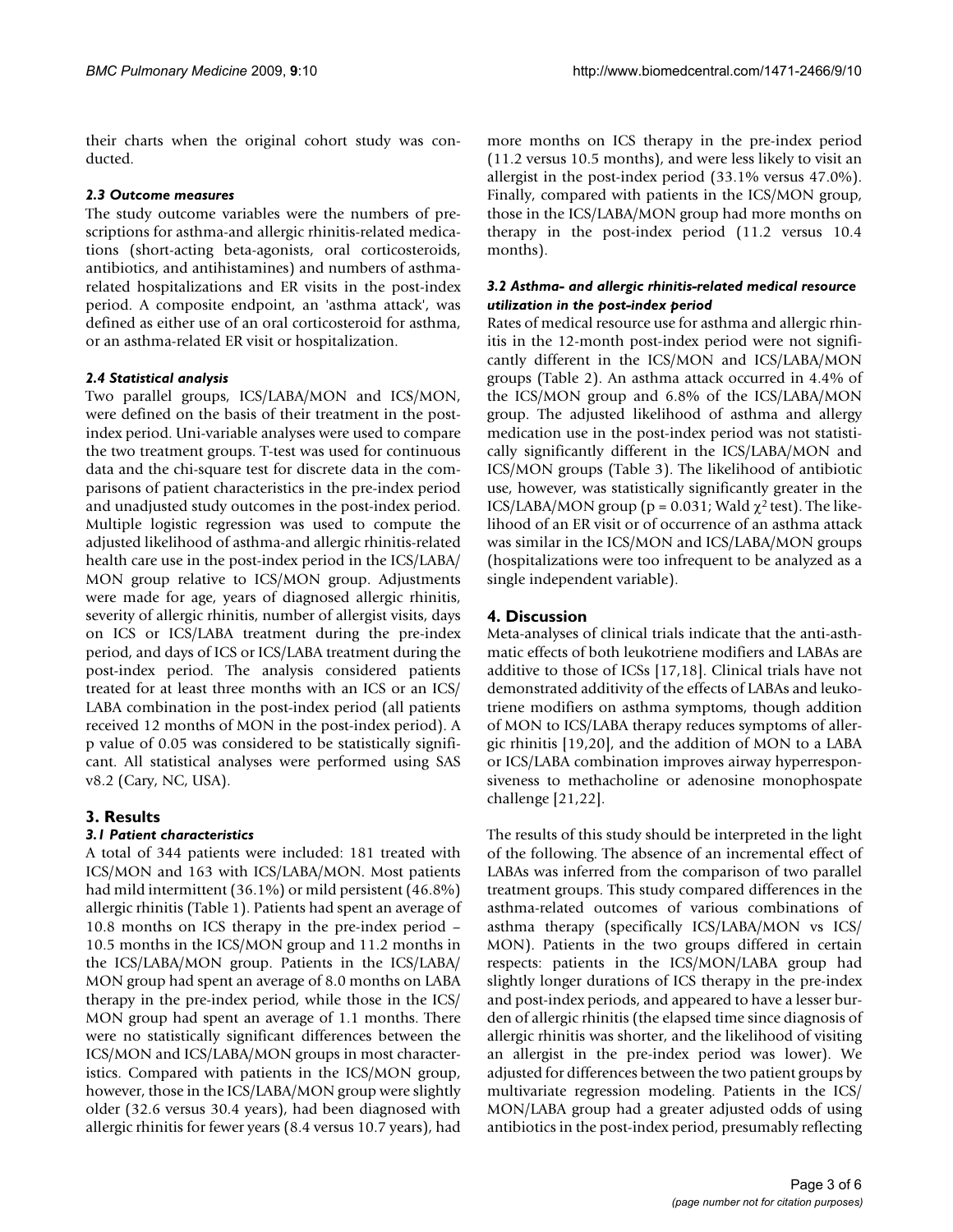their charts when the original cohort study was conducted.

### *2.3 Outcome measures*

The study outcome variables were the numbers of prescriptions for asthma-and allergic rhinitis-related medications (short-acting beta-agonists, oral corticosteroids, antibiotics, and antihistamines) and numbers of asthma-related hospitalizations and ER visits in the post-index period. A composite endpoint, an 'asthma attack', was defined as either use of an oral corticosteroid for asthma, or an asthma-related ER visit or hospitalization.

### *2.4 Statistical analysis*

Two parallel groups, ICS/LABA/MON and ICS/MON, were defined on the basis of their treatment in the post-index period. Uni-variable analyses were used to compare the two treatment groups. T-test was used for continuous data and the chi-square test for discrete data in the comparisons of patient characteristics in the pre-index period and unadjusted study outcomes in the post-index period. Multiple logistic regression was used to compute the adjusted likelihood of asthma-and allergic rhinitis-related health care use in the post-index period in the ICS/LABA/MON group relative to ICS/MON group. Adjustments were made for age, years of diagnosed allergic rhinitis, severity of allergic rhinitis, number of allergist visits, days on ICS or ICS/LABA treatment during the pre-index period, and days of ICS or ICS/LABA treatment during the post-index period. The analysis considered patients treated for at least three months with an ICS or an ICS/LABA combination in the post-index period (all patients received 12 months of MON in the post-index period). A p value of 0.05 was considered to be statistically significant. All statistical analyses were performed using SAS v8.2 (Cary, NC, USA).

## 3. Results

### *3.1 Patient characteristics*

A total of 344 patients were included: 181 treated with ICS/MON and 163 with ICS/LABA/MON. Most patients had mild intermittent (36.1%) or mild persistent (46.8%) allergic rhinitis (Table 1). Patients had spent an average of 10.8 months on ICS therapy in the pre-index period – 10.5 months in the ICS/MON group and 11.2 months in the ICS/LABA/MON group. Patients in the ICS/LABA/MON group had spent an average of 8.0 months on LABA therapy in the pre-index period, while those in the ICS/MON group had spent an average of 1.1 months. There were no statistically significant differences between the ICS/MON and ICS/LABA/MON groups in most characteristics. Compared with patients in the ICS/MON group, however, those in the ICS/LABA/MON group were slightly older (32.6 versus 30.4 years), had been diagnosed with allergic rhinitis for fewer years (8.4 versus 10.7 years), had more months on ICS therapy in the pre-index period (11.2 versus 10.5 months), and were less likely to visit an allergist in the post-index period (33.1% versus 47.0%). Finally, compared with patients in the ICS/MON group, those in the ICS/LABA/MON group had more months on therapy in the post-index period (11.2 versus 10.4 months).

### *3.2 Asthma- and allergic rhinitis-related medical resource utilization in the post-index period*

Rates of medical resource use for asthma and allergic rhinitis in the 12-month post-index period were not significantly different in the ICS/MON and ICS/LABA/MON groups (Table 2). An asthma attack occurred in 4.4% of the ICS/MON group and 6.8% of the ICS/LABA/MON group. The adjusted likelihood of asthma and allergy medication use in the post-index period was not statistically significantly different in the ICS/LABA/MON and ICS/MON groups (Table 3). The likelihood of antibiotic use, however, was statistically significantly greater in the ICS/LABA/MON group ($p = 0.031$; Wald $\chi^2$ test). The likelihood of an ER visit or of occurrence of an asthma attack was similar in the ICS/MON and ICS/LABA/MON groups (hospitalizations were too infrequent to be analyzed as a single independent variable).

## 4. Discussion

Meta-analyses of clinical trials indicate that the anti-asthmatic effects of both leukotriene modifiers and LABAs are additive to those of ICSs [17,18]. Clinical trials have not demonstrated additivity of the effects of LABAs and leukotriene modifiers on asthma symptoms, though addition of MON to ICS/LABA therapy reduces symptoms of allergic rhinitis [19,20], and the addition of MON to a LABA or ICS/LABA combination improves airway hyperresponsiveness to methacholine or adenosine monophospate challenge [21,22].

The results of this study should be interpreted in the light of the following. The absence of an incremental effect of LABAs was inferred from the comparison of two parallel treatment groups. This study compared differences in the asthma-related outcomes of various combinations of asthma therapy (specifically ICS/LABA/MON vs ICS/MON). Patients in the two groups differed in certain respects: patients in the ICS/MON/LABA group had slightly longer durations of ICS therapy in the pre-index and post-index periods, and appeared to have a lesser burden of allergic rhinitis (the elapsed time since diagnosis of allergic rhinitis was shorter, and the likelihood of visiting an allergist in the pre-index period was lower). We adjusted for differences between the two patient groups by multivariate regression modeling. Patients in the ICS/MON/LABA group had a greater adjusted odds of using antibiotics in the post-index period, presumably reflecting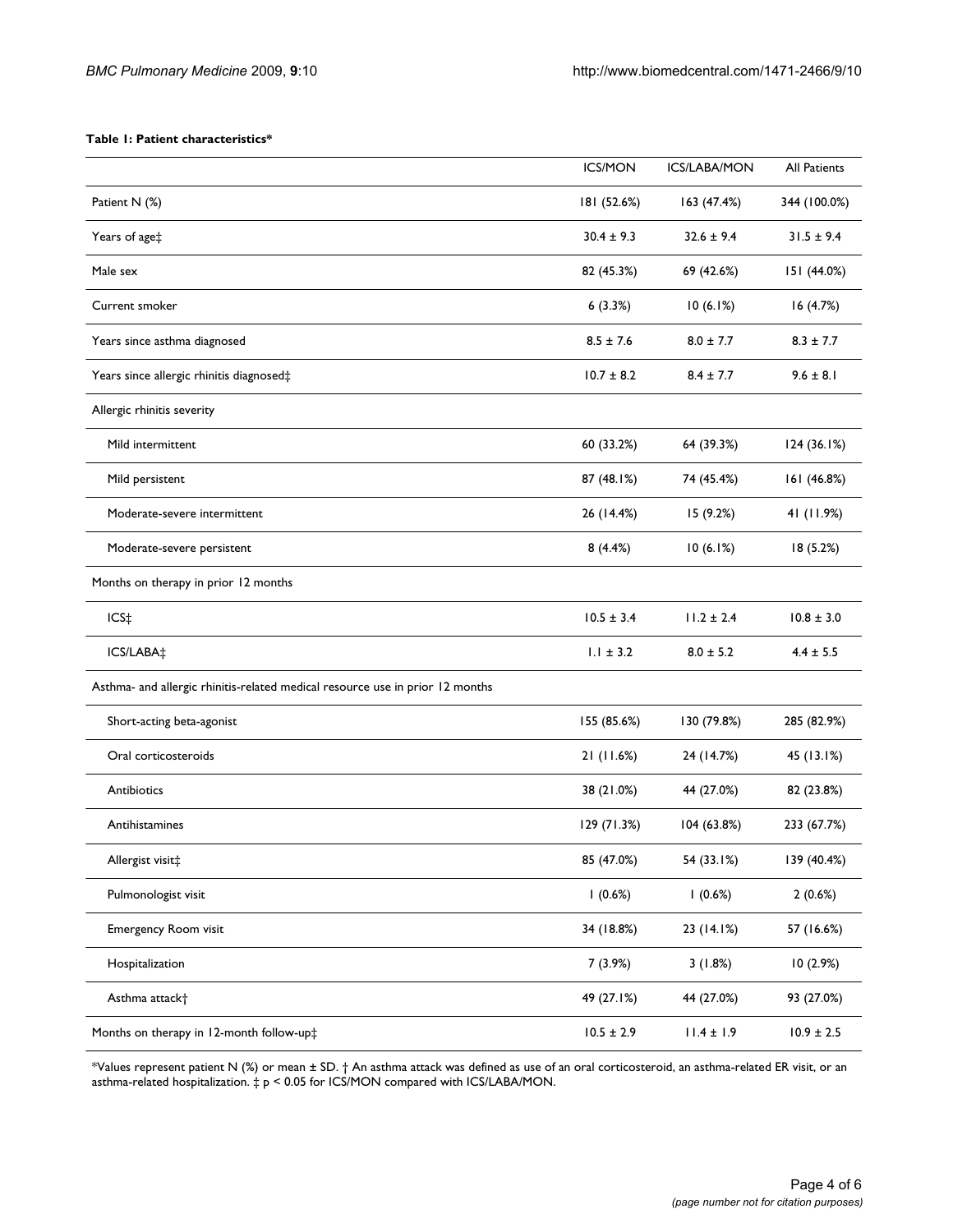**Table 1: Patient characteristics***

| | ICS/MON | ICS/LABA/MON | All Patients |
| --- | --- | --- | --- |
| Patient N (%) | 181 (52.6%) | 163 (47.4%) | 344 (100.0%) |
| Years of age‡ | 30.4 ± 9.3 | 32.6 ± 9.4 | 31.5 ± 9.4 |
| Male sex | 82 (45.3%) | 69 (42.6%) | 151 (44.0%) |
| Current smoker | 6 (3.3%) | 10 (6.1%) | 16 (4.7%) |
| Years since asthma diagnosed | 8.5 ± 7.6 | 8.0 ± 7.7 | 8.3 ± 7.7 |
| Years since allergic rhinitis diagnosed‡ | 10.7 ± 8.2 | 8.4 ± 7.7 | 9.6 ± 8.1 |
| Allergic rhinitis severity | | | |
| Mild intermittent | 60 (33.2%) | 64 (39.3%) | 124 (36.1%) |
| Mild persistent | 87 (48.1%) | 74 (45.4%) | 161 (46.8%) |
| Moderate-severe intermittent | 26 (14.4%) | 15 (9.2%) | 41 (11.9%) |
| Moderate-severe persistent | 8 (4.4%) | 10 (6.1%) | 18 (5.2%) |
| Months on therapy in prior 12 months | | | |
| ICS‡ | 10.5 ± 3.4 | 11.2 ± 2.4 | 10.8 ± 3.0 |
| ICS/LABA‡ | 1.1 ± 3.2 | 8.0 ± 5.2 | 4.4 ± 5.5 |
| Asthma- and allergic rhinitis-related medical resource use in prior 12 months | | | |
| Short-acting beta-agonist | 155 (85.6%) | 130 (79.8%) | 285 (82.9%) |
| Oral corticosteroids | 21 (11.6%) | 24 (14.7%) | 45 (13.1%) |
| Antibiotics | 38 (21.0%) | 44 (27.0%) | 82 (23.8%) |
| Antihistamines | 129 (71.3%) | 104 (63.8%) | 233 (67.7%) |
| Allergist visit‡ | 85 (47.0%) | 54 (33.1%) | 139 (40.4%) |
| Pulmonologist visit | 1 (0.6%) | 1 (0.6%) | 2 (0.6%) |
| Emergency Room visit | 34 (18.8%) | 23 (14.1%) | 57 (16.6%) |
| Hospitalization | 7 (3.9%) | 3 (1.8%) | 10 (2.9%) |
| Asthma attack† | 49 (27.1%) | 44 (27.0%) | 93 (27.0%) |
| Months on therapy in 12-month follow-up‡ | 10.5 ± 2.9 | 11.4 ± 1.9 | 10.9 ± 2.5 |

*Values represent patient N (%) or mean ± SD. † An asthma attack was defined as use of an oral corticosteroid, an asthma-related ER visit, or an asthma-related hospitalization. ‡ $p < 0.05$ for ICS/MON compared with ICS/LABA/MON.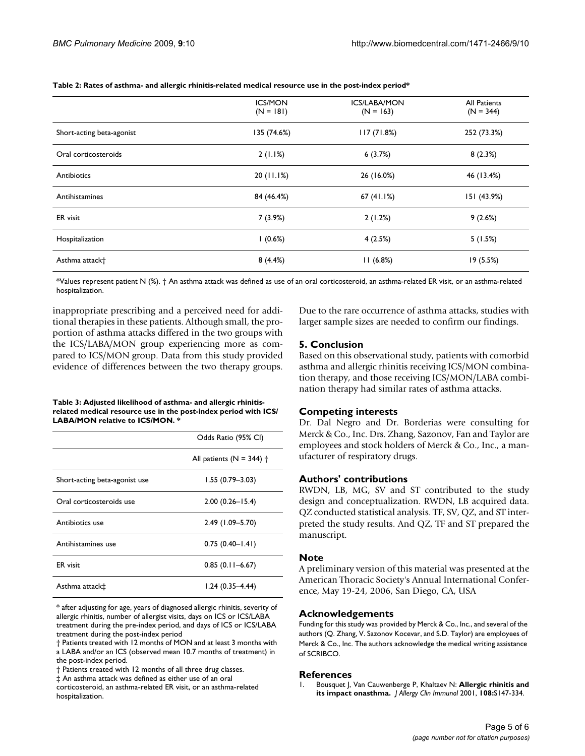**Table 2: Rates of asthma- and allergic rhinitis-related medical resource use in the post-index period***

| | ICS/MON (N = 181) | ICS/LABA/MON (N = 163) | All Patients (N = 344) |
|---|---|---|---|
| Short-acting beta-agonist | 135 (74.6%) | 117 (71.8%) | 252 (73.3%) |
| Oral corticosteroids | 2 (1.1%) | 6 (3.7%) | 8 (2.3%) |
| Antibiotics | 20 (11.1%) | 26 (16.0%) | 46 (13.4%) |
| Antihistamines | 84 (46.4%) | 67 (41.1%) | 151 (43.9%) |
| ER visit | 7 (3.9%) | 2 (1.2%) | 9 (2.6%) |
| Hospitalization | 1 (0.6%) | 4 (2.5%) | 5 (1.5%) |
| Asthma attack† | 8 (4.4%) | 11 (6.8%) | 19 (5.5%) |

*Values represent patient N (%). † An asthma attack was defined as use of an oral corticosteroid, an asthma-related ER visit, or an asthma-related hospitalization.

inappropriate prescribing and a perceived need for additional therapies in these patients. Although small, the proportion of asthma attacks differed in the two groups with the ICS/LABA/MON group experiencing more as compared to ICS/MON group. Data from this study provided evidence of differences between the two therapy groups.

**Table 3: Adjusted likelihood of asthma- and allergic rhinitis-related medical resource use in the post-index period with ICS/LABA/MON relative to ICS/MON. ***

| | Odds Ratio (95% CI) |
|---|---|
| | All patients (N = 344) † |
| Short-acting beta-agonist use | 1.55 (0.79–3.03) |
| Oral corticosteroids use | 2.00 (0.26–15.4) |
| Antibiotics use | 2.49 (1.09–5.70) |
| Antihistamines use | 0.75 (0.40–1.41) |
| ER visit | 0.85 (0.11–6.67) |
| Asthma attack‡ | 1.24 (0.35–4.44) |

* after adjusting for age, years of diagnosed allergic rhinitis, severity of allergic rhinitis, number of allergist visits, days on ICS or ICS/LABA treatment during the pre-index period, and days of ICS or ICS/LABA treatment during the post-index period

† Patients treated with 12 months of MON and at least 3 months with a LABA and/or an ICS (observed mean 10.7 months of treatment) in the post-index period.

† Patients treated with 12 months of all three drug classes.

‡ An asthma attack was defined as either use of an oral corticosteroid, an asthma-related ER visit, or an asthma-related hospitalization.

Due to the rare occurrence of asthma attacks, studies with larger sample sizes are needed to confirm our findings.

## 5. Conclusion

Based on this observational study, patients with comorbid asthma and allergic rhinitis receiving ICS/MON combination therapy, and those receiving ICS/MON/LABA combination therapy had similar rates of asthma attacks.

## Competing interests

Dr. Dal Negro and Dr. Borderias were consulting for Merck & Co., Inc. Drs. Zhang, Sazonov, Fan and Taylor are employees and stock holders of Merck & Co., Inc., a manufacturer of respiratory drugs.

## Authors' contributions

RWDN, LB, MG, SV and ST contributed to the study design and conceptualization. RWDN, LB acquired data. QZ conducted statistical analysis. TF, SV, QZ, and ST interpreted the study results. And QZ, TF and ST prepared the manuscript.

## Note

A preliminary version of this material was presented at the American Thoracic Society's Annual International Conference, May 19-24, 2006, San Diego, CA, USA

## Acknowledgements

Funding for this study was provided by Merck & Co., Inc., and several of the authors (Q. Zhang, V. Sazonov Kocevar, and S.D. Taylor) are employees of Merck & Co., Inc. The authors acknowledge the medical writing assistance of SCRIBCO.

## References

1. Bousquet J, Van Cauwenberge P, Khaltaev N: **Allergic rhinitis and its impact onasthma.** *J Allergy Clin Immunol* 2001, **108:**S147-334.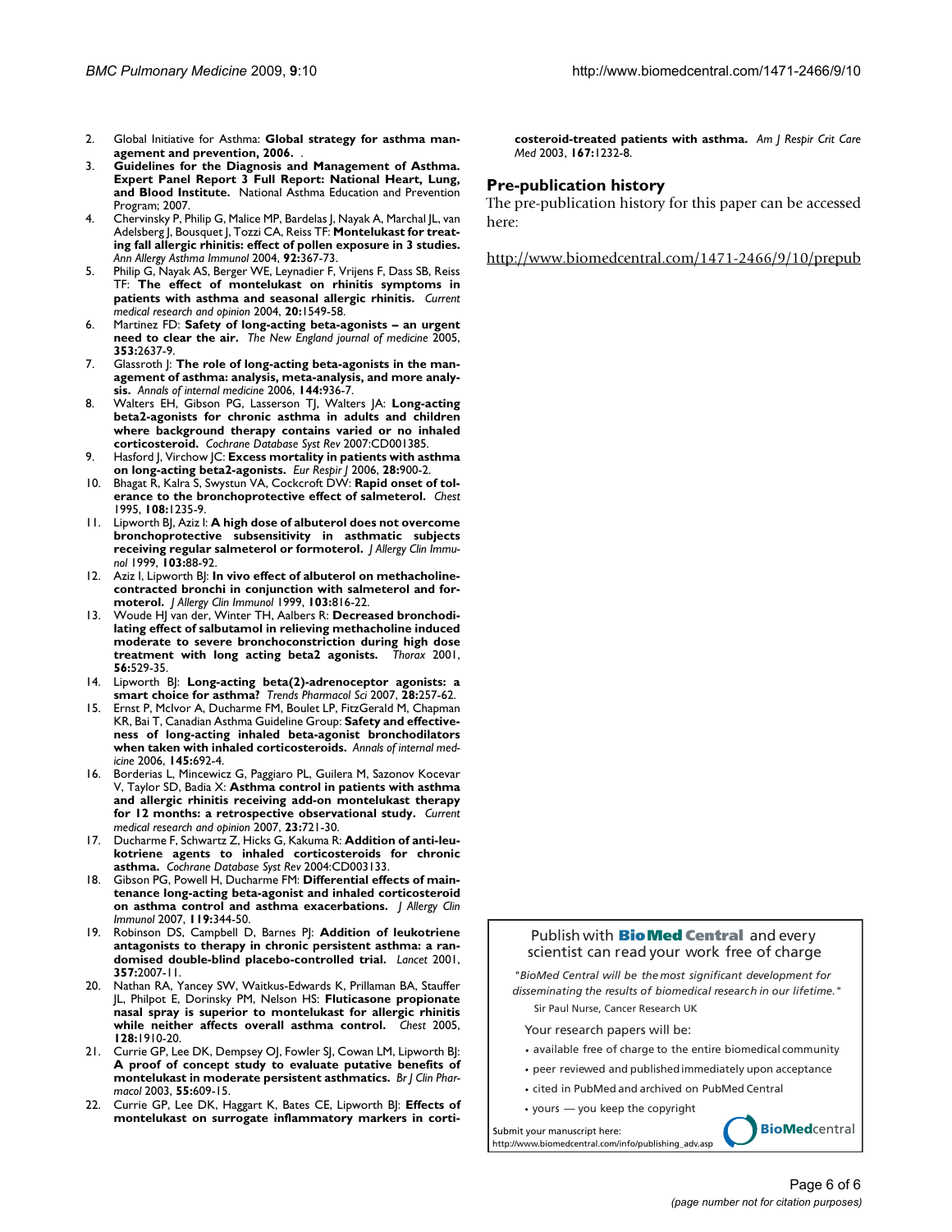2. Global Initiative for Asthma: **Global strategy for asthma management and prevention, 2006.** .
3. **Guidelines for the Diagnosis and Management of Asthma. Expert Panel Report 3 Full Report: National Heart, Lung, and Blood Institute.** National Asthma Education and Prevention Program; 2007.
4. Chervinsky P, Philip G, Malice MP, Bardelas J, Nayak A, Marchal JL, van Adelsberg J, Bousquet J, Tozzi CA, Reiss TF: **Montelukast for treating fall allergic rhinitis: effect of pollen exposure in 3 studies.** *Ann Allergy Asthma Immunol* 2004, **92:**367-73.
5. Philip G, Nayak AS, Berger WE, Leynadier F, Vrijens F, Dass SB, Reiss TF: **The effect of montelukast on rhinitis symptoms in patients with asthma and seasonal allergic rhinitis.** *Current medical research and opinion* 2004, **20:**1549-58.
6. Martinez FD: **Safety of long-acting beta-agonists – an urgent need to clear the air.** *The New England journal of medicine* 2005, **353:**2637-9.
7. Glassroth J: **The role of long-acting beta-agonists in the management of asthma: analysis, meta-analysis, and more analysis.** *Annals of internal medicine* 2006, **144:**936-7.
8. Walters EH, Gibson PG, Lasserson TJ, Walters JA: **Long-acting beta2-agonists for chronic asthma in adults and children where background therapy contains varied or no inhaled corticosteroid.** *Cochrane Database Syst Rev* 2007:CD001385.
9. Hasford J, Virchow JC: **Excess mortality in patients with asthma on long-acting beta2-agonists.** *Eur Respir J* 2006, **28:**900-2.
10. Bhagat R, Kalra S, Swystun VA, Cockcroft DW: **Rapid onset of tolerance to the bronchoprotective effect of salmeterol.** *Chest* 1995, **108:**1235-9.
11. Lipworth BJ, Aziz I: **A high dose of albuterol does not overcome bronchoprotective subsensitivity in asthmatic subjects receiving regular salmeterol or formoterol.** *J Allergy Clin Immunol* 1999, **103:**88-92.
12. Aziz I, Lipworth BJ: **In vivo effect of albuterol on methacholine-contracted bronchi in conjunction with salmeterol and formoterol.** *J Allergy Clin Immunol* 1999, **103:**816-22.
13. Woude HJ van der, Winter TH, Aalbers R: **Decreased bronchodilating effect of salbutamol in relieving methacholine induced moderate to severe bronchoconstriction during high dose treatment with long acting beta2 agonists.** *Thorax* 2001, **56:**529-35.
14. Lipworth BJ: **Long-acting beta(2)-adrenoceptor agonists: a smart choice for asthma?** *Trends Pharmacol Sci* 2007, **28:**257-62.
15. Ernst P, McIvor A, Ducharme FM, Boulet LP, FitzGerald M, Chapman KR, Bai T, Canadian Asthma Guideline Group: **Safety and effectiveness of long-acting inhaled beta-agonist bronchodilators when taken with inhaled corticosteroids.** *Annals of internal medicine* 2006, **145:**692-4.
16. Borderias L, Mincewicz G, Paggiaro PL, Guilera M, Sazonov Kocevar V, Taylor SD, Badia X: **Asthma control in patients with asthma and allergic rhinitis receiving add-on montelukast therapy for 12 months: a retrospective observational study.** *Current medical research and opinion* 2007, **23:**721-30.
17. Ducharme F, Schwartz Z, Hicks G, Kakuma R: **Addition of anti-leukotriene agents to inhaled corticosteroids for chronic asthma.** *Cochrane Database Syst Rev* 2004:CD003133.
18. Gibson PG, Powell H, Ducharme FM: **Differential effects of maintenance long-acting beta-agonist and inhaled corticosteroid on asthma control and asthma exacerbations.** *J Allergy Clin Immunol* 2007, **119:**344-50.
19. Robinson DS, Campbell D, Barnes PJ: **Addition of leukotriene antagonists to therapy in chronic persistent asthma: a randomised double-blind placebo-controlled trial.** *Lancet* 2001, **357:**2007-11.
20. Nathan RA, Yancey SW, Waitkus-Edwards K, Prillaman BA, Stauffer JL, Philpot E, Dorinsky PM, Nelson HS: **Fluticasone propionate nasal spray is superior to montelukast for allergic rhinitis while neither affects overall asthma control.** *Chest* 2005, **128:**1910-20.
21. Currie GP, Lee DK, Dempsey OJ, Fowler SJ, Cowan LM, Lipworth BJ: **A proof of concept study to evaluate putative benefits of montelukast in moderate persistent asthmatics.** *Br J Clin Pharmacol* 2003, **55:**609-15.
22. Currie GP, Lee DK, Haggart K, Bates CE, Lipworth BJ: **Effects of montelukast on surrogate inflammatory markers in corticosteroid-treated patients with asthma.** *Am J Respir Crit Care Med* 2003, **167:**1232-8.

## Pre-publication history

The pre-publication history for this paper can be accessed here:

http://www.biomedcentral.com/1471-2466/9/10/prepub

Publish with **BioMed Central** and every scientist can read your work free of charge

*"BioMed Central will be the most significant development for disseminating the results of biomedical research in our lifetime."*
Sir Paul Nurse, Cancer Research UK

Your research papers will be:

- available free of charge to the entire biomedical community
- peer reviewed and published immediately upon acceptance
- cited in PubMed and archived on PubMed Central
- yours — you keep the copyright

Submit your manuscript here:
http://www.biomedcentral.com/info/publishing_adv.asp

BioMedcentral